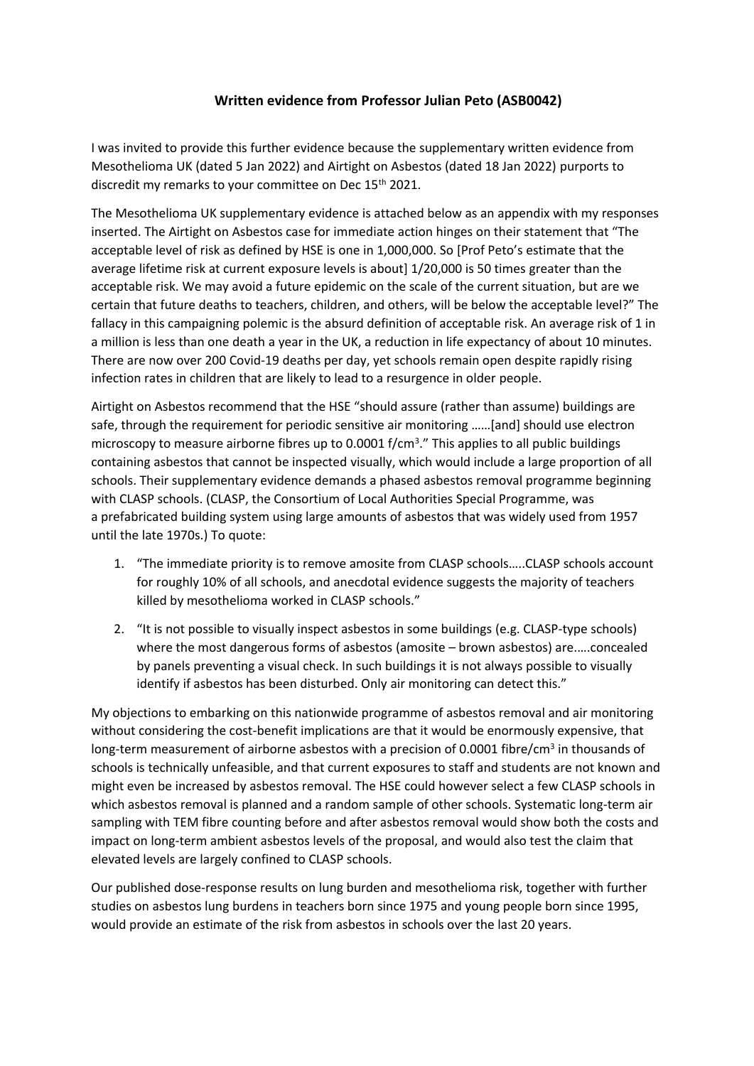**Written evidence from Professor Julian Peto (ASB0042)**

I was invited to provide this further evidence because the supplementary written evidence from Mesothelioma UK (dated 5 Jan 2022) and Airtight on Asbestos (dated 18 Jan 2022) purports to discredit my remarks to your committee on Dec 15th 2021.

The Mesothelioma UK supplementary evidence is attached below as an appendix with my responses inserted. The Airtight on Asbestos case for immediate action hinges on their statement that "The acceptable level of risk as defined by HSE is one in 1,000,000. So [Prof Peto's estimate that the average lifetime risk at current exposure levels is about] 1/20,000 is 50 times greater than the acceptable risk. We may avoid a future epidemic on the scale of the current situation, but are we certain that future deaths to teachers, children, and others, will be below the acceptable level?" The fallacy in this campaigning polemic is the absurd definition of acceptable risk. An average risk of 1 in a million is less than one death a year in the UK, a reduction in life expectancy of about 10 minutes. There are now over 200 Covid-19 deaths per day, yet schools remain open despite rapidly rising infection rates in children that are likely to lead to a resurgence in older people.

Airtight on Asbestos recommend that the HSE "should assure (rather than assume) buildings are safe, through the requirement for periodic sensitive air monitoring ……[and] should use electron microscopy to measure airborne fibres up to 0.0001 f/cm$^3$." This applies to all public buildings containing asbestos that cannot be inspected visually, which would include a large proportion of all schools. Their supplementary evidence demands a phased asbestos removal programme beginning with CLASP schools. (CLASP, the Consortium of Local Authorities Special Programme, was a prefabricated building system using large amounts of asbestos that was widely used from 1957 until the late 1970s.) To quote:

1. "The immediate priority is to remove amosite from CLASP schools…..CLASP schools account for roughly 10% of all schools, and anecdotal evidence suggests the majority of teachers killed by mesothelioma worked in CLASP schools."
2. "It is not possible to visually inspect asbestos in some buildings (e.g. CLASP-type schools) where the most dangerous forms of asbestos (amosite – brown asbestos) are…..concealed by panels preventing a visual check. In such buildings it is not always possible to visually identify if asbestos has been disturbed. Only air monitoring can detect this."

My objections to embarking on this nationwide programme of asbestos removal and air monitoring without considering the cost-benefit implications are that it would be enormously expensive, that long-term measurement of airborne asbestos with a precision of 0.0001 fibre/cm$^3$ in thousands of schools is technically unfeasible, and that current exposures to staff and students are not known and might even be increased by asbestos removal. The HSE could however select a few CLASP schools in which asbestos removal is planned and a random sample of other schools. Systematic long-term air sampling with TEM fibre counting before and after asbestos removal would show both the costs and impact on long-term ambient asbestos levels of the proposal, and would also test the claim that elevated levels are largely confined to CLASP schools.

Our published dose-response results on lung burden and mesothelioma risk, together with further studies on asbestos lung burdens in teachers born since 1975 and young people born since 1995, would provide an estimate of the risk from asbestos in schools over the last 20 years.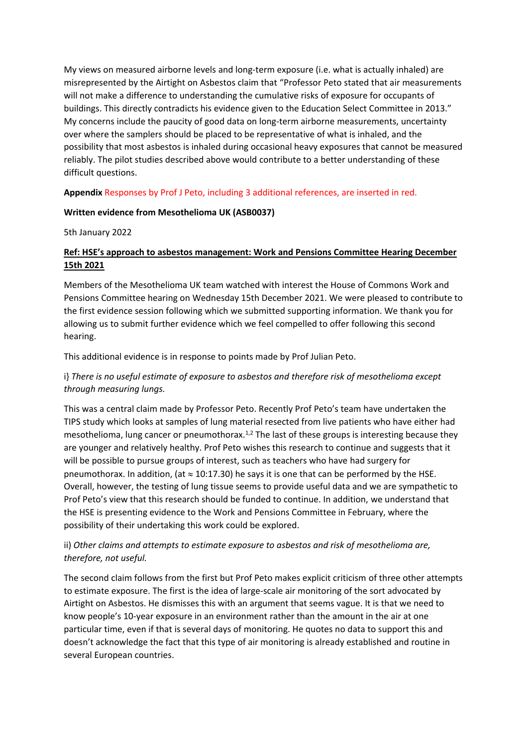My views on measured airborne levels and long-term exposure (i.e. what is actually inhaled) are misrepresented by the Airtight on Asbestos claim that "Professor Peto stated that air measurements will not make a difference to understanding the cumulative risks of exposure for occupants of buildings. This directly contradicts his evidence given to the Education Select Committee in 2013." My concerns include the paucity of good data on long-term airborne measurements, uncertainty over where the samplers should be placed to be representative of what is inhaled, and the possibility that most asbestos is inhaled during occasional heavy exposures that cannot be measured reliably. The pilot studies described above would contribute to a better understanding of these difficult questions.

**Appendix** Responses by Prof J Peto, including 3 additional references, are inserted in red.

**Written evidence from Mesothelioma UK (ASB0037)**

5th January 2022

**Ref: HSE's approach to asbestos management: Work and Pensions Committee Hearing December 15th 2021**

Members of the Mesothelioma UK team watched with interest the House of Commons Work and Pensions Committee hearing on Wednesday 15th December 2021. We were pleased to contribute to the first evidence session following which we submitted supporting information. We thank you for allowing us to submit further evidence which we feel compelled to offer following this second hearing.

This additional evidence is in response to points made by Prof Julian Peto.

i} *There is no useful estimate of exposure to asbestos and therefore risk of mesothelioma except through measuring lungs.*

This was a central claim made by Professor Peto. Recently Prof Peto's team have undertaken the TIPS study which looks at samples of lung material resected from live patients who have either had mesothelioma, lung cancer or pneumothorax.[1,2] The last of these groups is interesting because they are younger and relatively healthy. Prof Peto wishes this research to continue and suggests that it will be possible to pursue groups of interest, such as teachers who have had surgery for pneumothorax. In addition, (at ≈ 10:17.30) he says it is one that can be performed by the HSE. Overall, however, the testing of lung tissue seems to provide useful data and we are sympathetic to Prof Peto's view that this research should be funded to continue. In addition, we understand that the HSE is presenting evidence to the Work and Pensions Committee in February, where the possibility of their undertaking this work could be explored.

ii) *Other claims and attempts to estimate exposure to asbestos and risk of mesothelioma are, therefore, not useful.*

The second claim follows from the first but Prof Peto makes explicit criticism of three other attempts to estimate exposure. The first is the idea of large-scale air monitoring of the sort advocated by Airtight on Asbestos. He dismisses this with an argument that seems vague. It is that we need to know people's 10-year exposure in an environment rather than the amount in the air at one particular time, even if that is several days of monitoring. He quotes no data to support this and doesn't acknowledge the fact that this type of air monitoring is already established and routine in several European countries.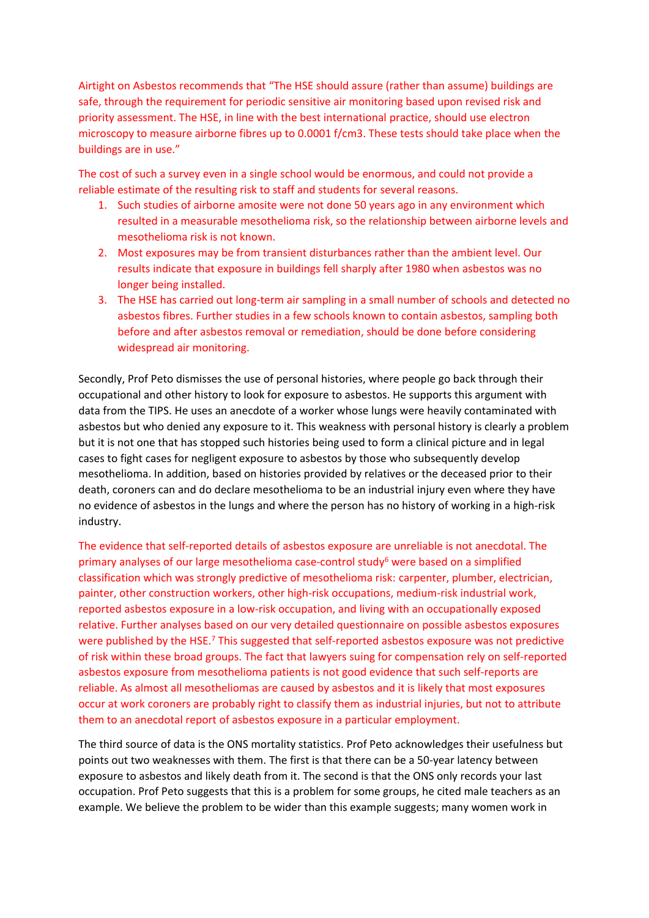Airtight on Asbestos recommends that "The HSE should assure (rather than assume) buildings are safe, through the requirement for periodic sensitive air monitoring based upon revised risk and priority assessment. The HSE, in line with the best international practice, should use electron microscopy to measure airborne fibres up to 0.0001 f/cm3. These tests should take place when the buildings are in use."

The cost of such a survey even in a single school would be enormous, and could not provide a reliable estimate of the resulting risk to staff and students for several reasons.

1. Such studies of airborne amosite were not done 50 years ago in any environment which resulted in a measurable mesothelioma risk, so the relationship between airborne levels and mesothelioma risk is not known.
2. Most exposures may be from transient disturbances rather than the ambient level. Our results indicate that exposure in buildings fell sharply after 1980 when asbestos was no longer being installed.
3. The HSE has carried out long-term air sampling in a small number of schools and detected no asbestos fibres. Further studies in a few schools known to contain asbestos, sampling both before and after asbestos removal or remediation, should be done before considering widespread air monitoring.

Secondly, Prof Peto dismisses the use of personal histories, where people go back through their occupational and other history to look for exposure to asbestos. He supports this argument with data from the TIPS. He uses an anecdote of a worker whose lungs were heavily contaminated with asbestos but who denied any exposure to it. This weakness with personal history is clearly a problem but it is not one that has stopped such histories being used to form a clinical picture and in legal cases to fight cases for negligent exposure to asbestos by those who subsequently develop mesothelioma. In addition, based on histories provided by relatives or the deceased prior to their death, coroners can and do declare mesothelioma to be an industrial injury even where they have no evidence of asbestos in the lungs and where the person has no history of working in a high-risk industry.

The evidence that self-reported details of asbestos exposure are unreliable is not anecdotal. The primary analyses of our large mesothelioma case-control study[6] were based on a simplified classification which was strongly predictive of mesothelioma risk: carpenter, plumber, electrician, painter, other construction workers, other high-risk occupations, medium-risk industrial work, reported asbestos exposure in a low-risk occupation, and living with an occupationally exposed relative. Further analyses based on our very detailed questionnaire on possible asbestos exposures were published by the HSE.[7] This suggested that self-reported asbestos exposure was not predictive of risk within these broad groups. The fact that lawyers suing for compensation rely on self-reported asbestos exposure from mesothelioma patients is not good evidence that such self-reports are reliable. As almost all mesotheliomas are caused by asbestos and it is likely that most exposures occur at work coroners are probably right to classify them as industrial injuries, but not to attribute them to an anecdotal report of asbestos exposure in a particular employment.

The third source of data is the ONS mortality statistics. Prof Peto acknowledges their usefulness but points out two weaknesses with them. The first is that there can be a 50-year latency between exposure to asbestos and likely death from it. The second is that the ONS only records your last occupation. Prof Peto suggests that this is a problem for some groups, he cited male teachers as an example. We believe the problem to be wider than this example suggests; many women work in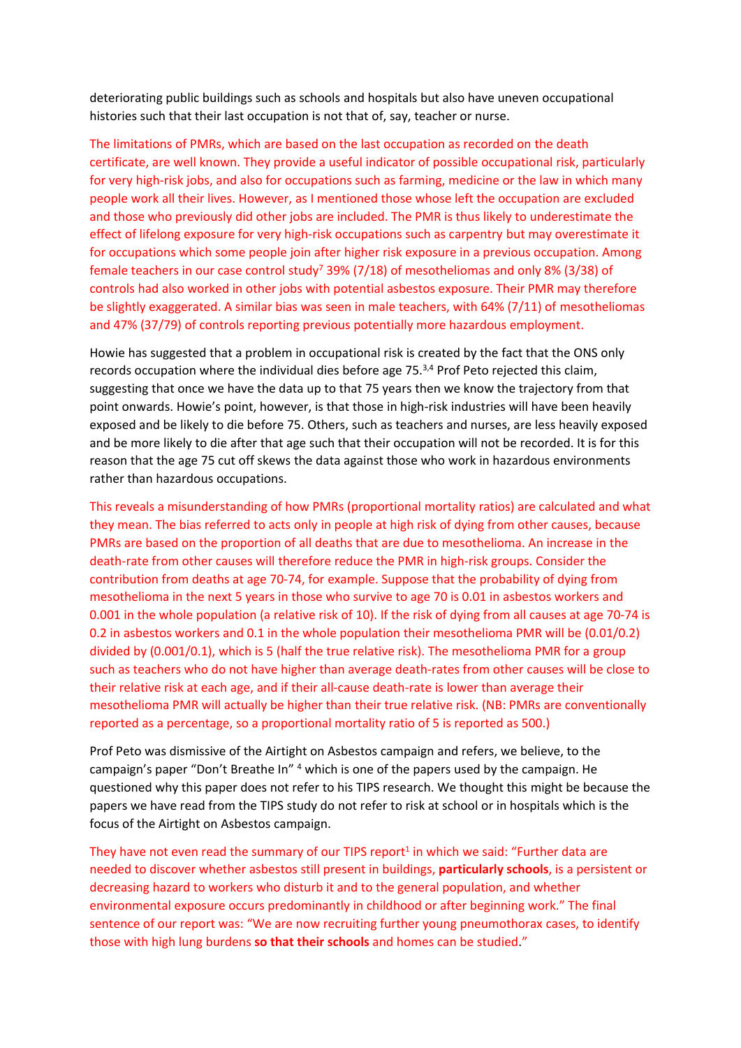deteriorating public buildings such as schools and hospitals but also have uneven occupational histories such that their last occupation is not that of, say, teacher or nurse.

The limitations of PMRs, which are based on the last occupation as recorded on the death certificate, are well known. They provide a useful indicator of possible occupational risk, particularly for very high-risk jobs, and also for occupations such as farming, medicine or the law in which many people work all their lives. However, as I mentioned those whose left the occupation are excluded and those who previously did other jobs are included. The PMR is thus likely to underestimate the effect of lifelong exposure for very high-risk occupations such as carpentry but may overestimate it for occupations which some people join after higher risk exposure in a previous occupation. Among female teachers in our case control study[7] 39% (7/18) of mesotheliomas and only 8% (3/38) of controls had also worked in other jobs with potential asbestos exposure. Their PMR may therefore be slightly exaggerated. A similar bias was seen in male teachers, with 64% (7/11) of mesotheliomas and 47% (37/79) of controls reporting previous potentially more hazardous employment.

Howie has suggested that a problem in occupational risk is created by the fact that the ONS only records occupation where the individual dies before age 75.[3,4] Prof Peto rejected this claim, suggesting that once we have the data up to that 75 years then we know the trajectory from that point onwards. Howie's point, however, is that those in high-risk industries will have been heavily exposed and be likely to die before 75. Others, such as teachers and nurses, are less heavily exposed and be more likely to die after that age such that their occupation will not be recorded. It is for this reason that the age 75 cut off skews the data against those who work in hazardous environments rather than hazardous occupations.

This reveals a misunderstanding of how PMRs (proportional mortality ratios) are calculated and what they mean. The bias referred to acts only in people at high risk of dying from other causes, because PMRs are based on the proportion of all deaths that are due to mesothelioma. An increase in the death-rate from other causes will therefore reduce the PMR in high-risk groups. Consider the contribution from deaths at age 70-74, for example. Suppose that the probability of dying from mesothelioma in the next 5 years in those who survive to age 70 is 0.01 in asbestos workers and 0.001 in the whole population (a relative risk of 10). If the risk of dying from all causes at age 70-74 is 0.2 in asbestos workers and 0.1 in the whole population their mesothelioma PMR will be (0.01/0.2) divided by (0.001/0.1), which is 5 (half the true relative risk). The mesothelioma PMR for a group such as teachers who do not have higher than average death-rates from other causes will be close to their relative risk at each age, and if their all-cause death-rate is lower than average their mesothelioma PMR will actually be higher than their true relative risk. (NB: PMRs are conventionally reported as a percentage, so a proportional mortality ratio of 5 is reported as 500.)

Prof Peto was dismissive of the Airtight on Asbestos campaign and refers, we believe, to the campaign's paper "Don't Breathe In" [4] which is one of the papers used by the campaign. He questioned why this paper does not refer to his TIPS research. We thought this might be because the papers we have read from the TIPS study do not refer to risk at school or in hospitals which is the focus of the Airtight on Asbestos campaign.

They have not even read the summary of our TIPS report[1] in which we said: "Further data are needed to discover whether asbestos still present in buildings, **particularly schools**, is a persistent or decreasing hazard to workers who disturb it and to the general population, and whether environmental exposure occurs predominantly in childhood or after beginning work." The final sentence of our report was: "We are now recruiting further young pneumothorax cases, to identify those with high lung burdens **so that their schools** and homes can be studied."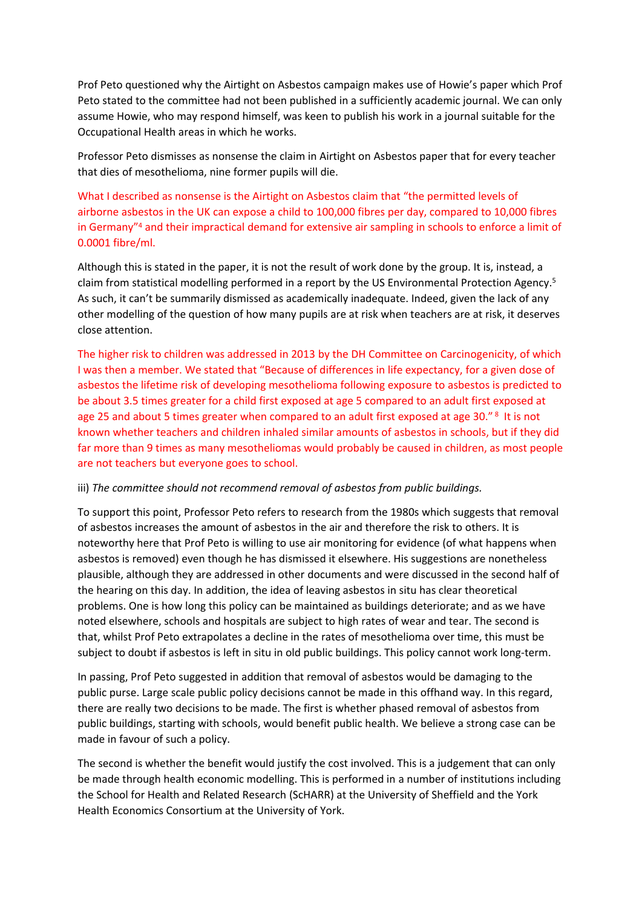Prof Peto questioned why the Airtight on Asbestos campaign makes use of Howie's paper which Prof Peto stated to the committee had not been published in a sufficiently academic journal. We can only assume Howie, who may respond himself, was keen to publish his work in a journal suitable for the Occupational Health areas in which he works.

Professor Peto dismisses as nonsense the claim in Airtight on Asbestos paper that for every teacher that dies of mesothelioma, nine former pupils will die.

What I described as nonsense is the Airtight on Asbestos claim that "the permitted levels of airborne asbestos in the UK can expose a child to 100,000 fibres per day, compared to 10,000 fibres in Germany"[4] and their impractical demand for extensive air sampling in schools to enforce a limit of 0.0001 fibre/ml.

Although this is stated in the paper, it is not the result of work done by the group. It is, instead, a claim from statistical modelling performed in a report by the US Environmental Protection Agency.[5] As such, it can't be summarily dismissed as academically inadequate. Indeed, given the lack of any other modelling of the question of how many pupils are at risk when teachers are at risk, it deserves close attention.

The higher risk to children was addressed in 2013 by the DH Committee on Carcinogenicity, of which I was then a member. We stated that "Because of differences in life expectancy, for a given dose of asbestos the lifetime risk of developing mesothelioma following exposure to asbestos is predicted to be about 3.5 times greater for a child first exposed at age 5 compared to an adult first exposed at age 25 and about 5 times greater when compared to an adult first exposed at age 30."[8] It is not known whether teachers and children inhaled similar amounts of asbestos in schools, but if they did far more than 9 times as many mesotheliomas would probably be caused in children, as most people are not teachers but everyone goes to school.

iii) *The committee should not recommend removal of asbestos from public buildings.*

To support this point, Professor Peto refers to research from the 1980s which suggests that removal of asbestos increases the amount of asbestos in the air and therefore the risk to others. It is noteworthy here that Prof Peto is willing to use air monitoring for evidence (of what happens when asbestos is removed) even though he has dismissed it elsewhere. His suggestions are nonetheless plausible, although they are addressed in other documents and were discussed in the second half of the hearing on this day. In addition, the idea of leaving asbestos in situ has clear theoretical problems. One is how long this policy can be maintained as buildings deteriorate; and as we have noted elsewhere, schools and hospitals are subject to high rates of wear and tear. The second is that, whilst Prof Peto extrapolates a decline in the rates of mesothelioma over time, this must be subject to doubt if asbestos is left in situ in old public buildings. This policy cannot work long-term.

In passing, Prof Peto suggested in addition that removal of asbestos would be damaging to the public purse. Large scale public policy decisions cannot be made in this offhand way. In this regard, there are really two decisions to be made. The first is whether phased removal of asbestos from public buildings, starting with schools, would benefit public health. We believe a strong case can be made in favour of such a policy.

The second is whether the benefit would justify the cost involved. This is a judgement that can only be made through health economic modelling. This is performed in a number of institutions including the School for Health and Related Research (ScHARR) at the University of Sheffield and the York Health Economics Consortium at the University of York.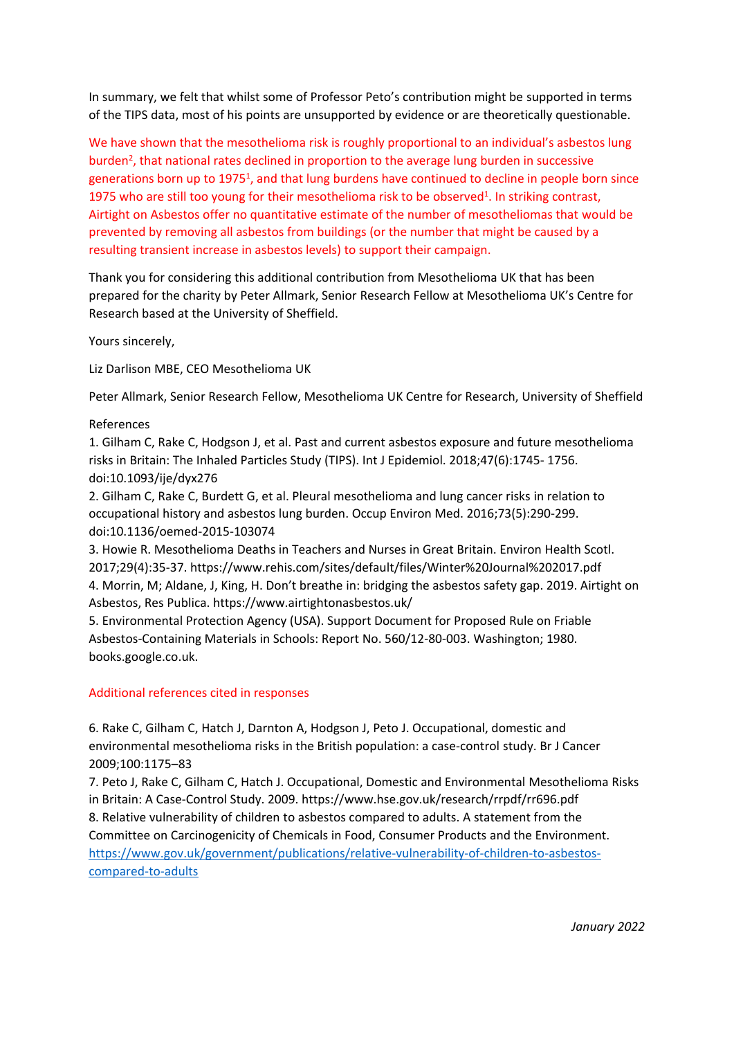In summary, we felt that whilst some of Professor Peto's contribution might be supported in terms of the TIPS data, most of his points are unsupported by evidence or are theoretically questionable.

We have shown that the mesothelioma risk is roughly proportional to an individual's asbestos lung burden[2], that national rates declined in proportion to the average lung burden in successive generations born up to 1975[1], and that lung burdens have continued to decline in people born since 1975 who are still too young for their mesothelioma risk to be observed[1]. In striking contrast, Airtight on Asbestos offer no quantitative estimate of the number of mesotheliomas that would be prevented by removing all asbestos from buildings (or the number that might be caused by a resulting transient increase in asbestos levels) to support their campaign.

Thank you for considering this additional contribution from Mesothelioma UK that has been prepared for the charity by Peter Allmark, Senior Research Fellow at Mesothelioma UK's Centre for Research based at the University of Sheffield.

Yours sincerely,

Liz Darlison MBE, CEO Mesothelioma UK

Peter Allmark, Senior Research Fellow, Mesothelioma UK Centre for Research, University of Sheffield

References

1. Gilham C, Rake C, Hodgson J, et al. Past and current asbestos exposure and future mesothelioma risks in Britain: The Inhaled Particles Study (TIPS). Int J Epidemiol. 2018;47(6):1745- 1756. doi:10.1093/ije/dyx276
2. Gilham C, Rake C, Burdett G, et al. Pleural mesothelioma and lung cancer risks in relation to occupational history and asbestos lung burden. Occup Environ Med. 2016;73(5):290-299. doi:10.1136/oemed-2015-103074
3. Howie R. Mesothelioma Deaths in Teachers and Nurses in Great Britain. Environ Health Scotl. 2017;29(4):35-37. https://www.rehis.com/sites/default/files/Winter%20Journal%202017.pdf
4. Morrin, M; Aldane, J, King, H. Don't breathe in: bridging the asbestos safety gap. 2019. Airtight on Asbestos, Res Publica. https://www.airtightonasbestos.uk/
5. Environmental Protection Agency (USA). Support Document for Proposed Rule on Friable Asbestos-Containing Materials in Schools: Report No. 560/12-80-003. Washington; 1980. books.google.co.uk.

Additional references cited in responses

6. Rake C, Gilham C, Hatch J, Darnton A, Hodgson J, Peto J. Occupational, domestic and environmental mesothelioma risks in the British population: a case-control study. Br J Cancer 2009;100:1175–83
7. Peto J, Rake C, Gilham C, Hatch J. Occupational, Domestic and Environmental Mesothelioma Risks in Britain: A Case-Control Study. 2009. https://www.hse.gov.uk/research/rrpdf/rr696.pdf
8. Relative vulnerability of children to asbestos compared to adults. A statement from the Committee on Carcinogenicity of Chemicals in Food, Consumer Products and the Environment. https://www.gov.uk/government/publications/relative-vulnerability-of-children-to-asbestos-compared-to-adults

*January 2022*